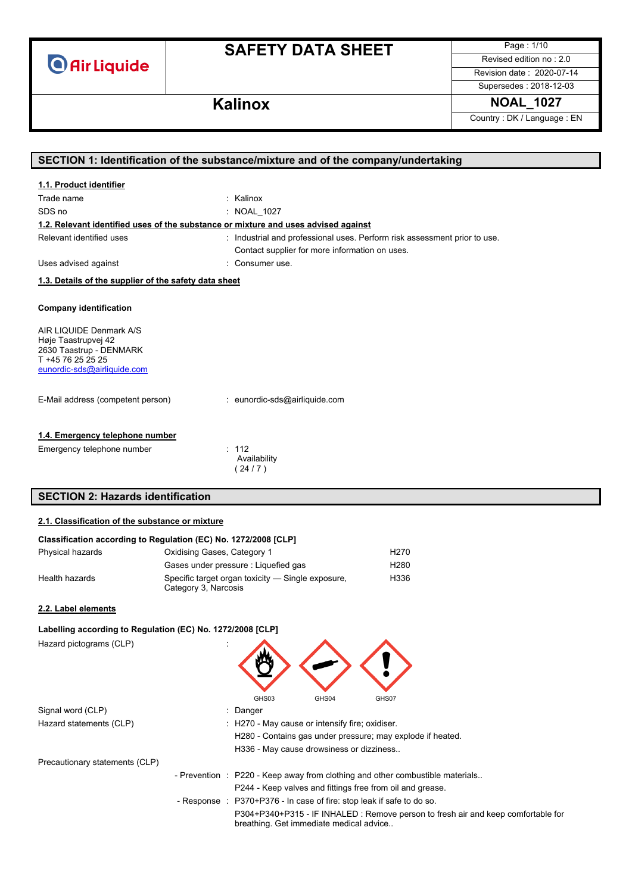# SAFETY DATA SHEET

**Kalinox**

NOAL_1027

Revised edition no : 2.0
Revision date : 2020-07-14
Supersedes : 2018-12-03
Country : DK / Language : EN

## SECTION 1: Identification of the substance/mixture and of the company/undertaking

### 1.1. Product identifier

Trade name : Kalinox
SDS no : NOAL_1027

### 1.2. Relevant identified uses of the substance or mixture and uses advised against

Relevant identified uses : Industrial and professional uses. Perform risk assessment prior to use.
Contact supplier for more information on uses.
Uses advised against : Consumer use.

### 1.3. Details of the supplier of the safety data sheet

**Company identification**

AIR LIQUIDE Denmark A/S
Høje Taastrupvej 42
2630 Taastrup - DENMARK
T +45 76 25 25 25
eunordic-sds@airliquide.com

E-Mail address (competent person) : eunordic-sds@airliquide.com

### 1.4. Emergency telephone number

Emergency telephone number : 112
Availability
( 24 / 7 )

## SECTION 2: Hazards identification

### 2.1. Classification of the substance or mixture

**Classification according to Regulation (EC) No. 1272/2008 [CLP]**

| | | |
|---|---|---|
| Physical hazards | Oxidising Gases, Category 1 | H270 |
| | Gases under pressure : Liquefied gas | H280 |
| Health hazards | Specific target organ toxicity — Single exposure, Category 3, Narcosis | H336 |

### 2.2. Label elements

**Labelling according to Regulation (EC) No. 1272/2008 [CLP]**

Hazard pictograms (CLP) : GHS03 GHS04 GHS07

Signal word (CLP) : Danger

Hazard statements (CLP) : H270 - May cause or intensify fire; oxidiser.
H280 - Contains gas under pressure; may explode if heated.
H336 - May cause drowsiness or dizziness..

Precautionary statements (CLP)

- Prevention : P220 - Keep away from clothing and other combustible materials..
P244 - Keep valves and fittings free from oil and grease.
- Response : P370+P376 - In case of fire: stop leak if safe to do so.
P304+P340+P315 - IF INHALED : Remove person to fresh air and keep comfortable for breathing. Get immediate medical advice..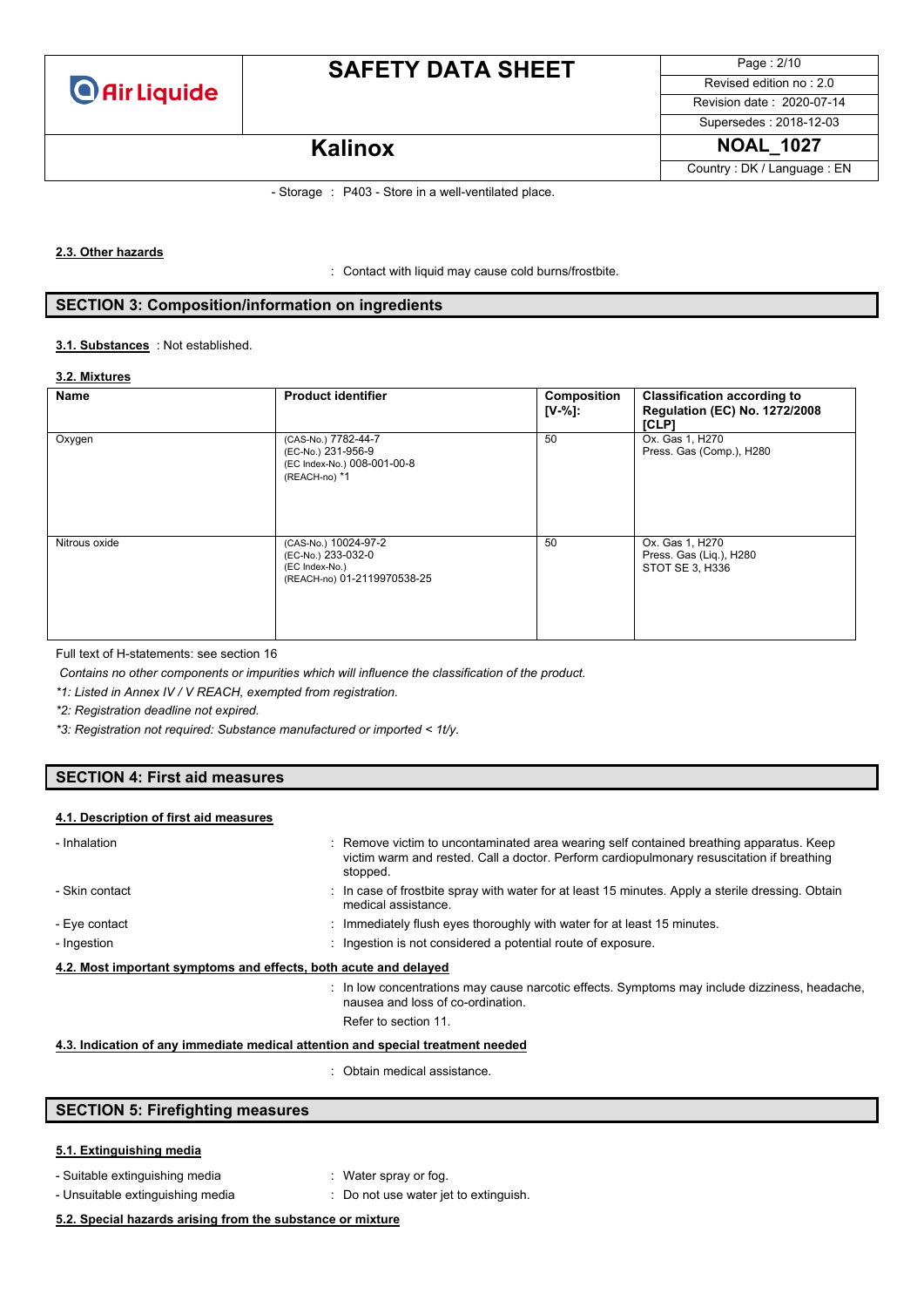- Storage : P403 - Store in a well-ventilated place.

### 2.3. Other hazards

: Contact with liquid may cause cold burns/frostbite.

## SECTION 3: Composition/information on ingredients

**3.1. Substances** : Not established.

### 3.2. Mixtures

| Name | Product identifier | Composition [V-%]: | Classification according to Regulation (EC) No. 1272/2008 [CLP] |
|---|---|---|---|
| Oxygen | (CAS-No.) 7782-44-7<br>(EC-No.) 231-956-9<br>(EC Index-No.) 008-001-00-8<br>(REACH-no) *1 | 50 | Ox. Gas 1, H270<br>Press. Gas (Comp.), H280 |
| Nitrous oxide | (CAS-No.) 10024-97-2<br>(EC-No.) 233-032-0<br>(EC Index-No.)<br>(REACH-no) 01-2119970538-25 | 50 | Ox. Gas 1, H270<br>Press. Gas (Liq.), H280<br>STOT SE 3, H336 |

Full text of H-statements: see section 16

*Contains no other components or impurities which will influence the classification of the product.*

*\*1: Listed in Annex IV / V REACH, exempted from registration.*

*\*2: Registration deadline not expired.*

*\*3: Registration not required: Substance manufactured or imported < 1t/y.*

## SECTION 4: First aid measures

### 4.1. Description of first aid measures

- Inhalation : Remove victim to uncontaminated area wearing self contained breathing apparatus. Keep victim warm and rested. Call a doctor. Perform cardiopulmonary resuscitation if breathing stopped.
- Skin contact : In case of frostbite spray with water for at least 15 minutes. Apply a sterile dressing. Obtain medical assistance.
- Eye contact : Immediately flush eyes thoroughly with water for at least 15 minutes.
- Ingestion : Ingestion is not considered a potential route of exposure.

### 4.2. Most important symptoms and effects, both acute and delayed

: In low concentrations may cause narcotic effects. Symptoms may include dizziness, headache, nausea and loss of co-ordination.

Refer to section 11.

### 4.3. Indication of any immediate medical attention and special treatment needed

: Obtain medical assistance.

## SECTION 5: Firefighting measures

### 5.1. Extinguishing media

- Suitable extinguishing media : Water spray or fog.
- Unsuitable extinguishing media : Do not use water jet to extinguish.

### 5.2. Special hazards arising from the substance or mixture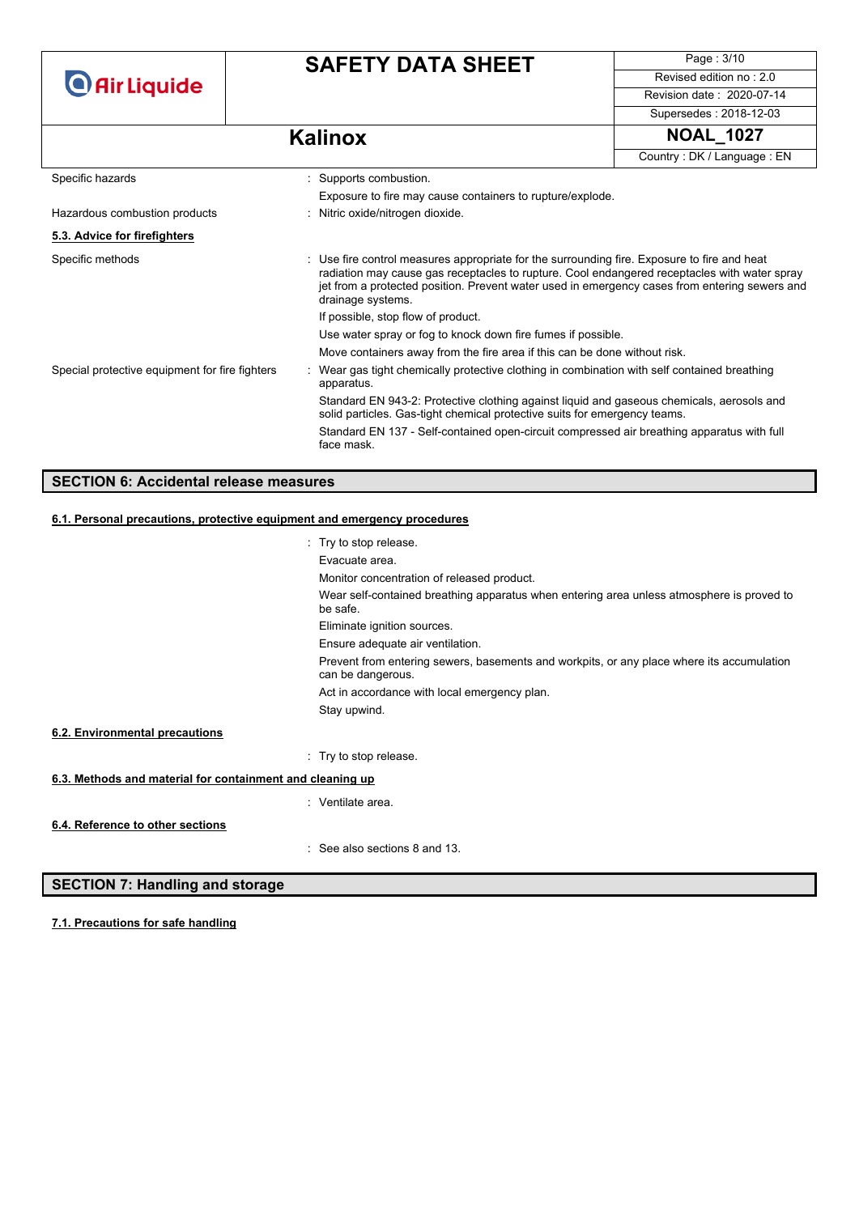| | |
|---|---|
| Specific hazards | : Supports combustion. |
| | Exposure to fire may cause containers to rupture/explode. |
| Hazardous combustion products | : Nitric oxide/nitrogen dioxide. |

### 5.3. Advice for firefighters

| | |
|---|---|
| Specific methods | : Use fire control measures appropriate for the surrounding fire. Exposure to fire and heat radiation may cause gas receptacles to rupture. Cool endangered receptacles with water spray jet from a protected position. Prevent water used in emergency cases from entering sewers and drainage systems. |
| | If possible, stop flow of product. |
| | Use water spray or fog to knock down fire fumes if possible. |
| | Move containers away from the fire area if this can be done without risk. |
| Special protective equipment for fire fighters | : Wear gas tight chemically protective clothing in combination with self contained breathing apparatus. |
| | Standard EN 943-2: Protective clothing against liquid and gaseous chemicals, aerosols and solid particles. Gas-tight chemical protective suits for emergency teams. |
| | Standard EN 137 - Self-contained open-circuit compressed air breathing apparatus with full face mask. |

## SECTION 6: Accidental release measures

### 6.1. Personal precautions, protective equipment and emergency procedures

: Try to stop release.

Evacuate area.

Monitor concentration of released product.

Wear self-contained breathing apparatus when entering area unless atmosphere is proved to be safe.

Eliminate ignition sources.

Ensure adequate air ventilation.

Prevent from entering sewers, basements and workpits, or any place where its accumulation can be dangerous.

Act in accordance with local emergency plan.

Stay upwind.

### 6.2. Environmental precautions

: Try to stop release.

### 6.3. Methods and material for containment and cleaning up

: Ventilate area.

### 6.4. Reference to other sections

: See also sections 8 and 13.

## SECTION 7: Handling and storage

### 7.1. Precautions for safe handling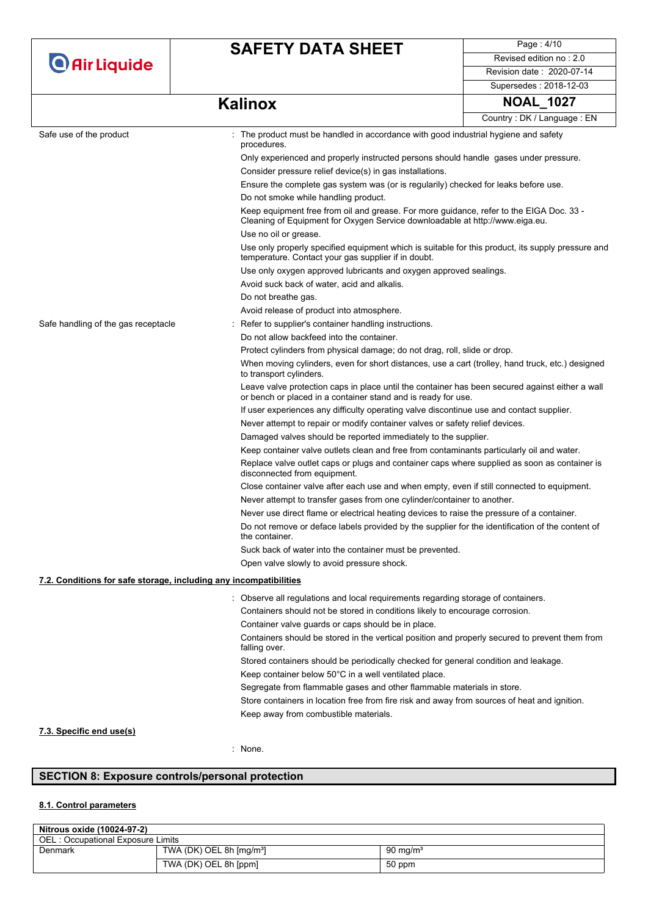Safe use of the product : The product must be handled in accordance with good industrial hygiene and safety procedures.

Only experienced and properly instructed persons should handle gases under pressure.

Consider pressure relief device(s) in gas installations.

Ensure the complete gas system was (or is regularily) checked for leaks before use.

Do not smoke while handling product.

Keep equipment free from oil and grease. For more guidance, refer to the EIGA Doc. 33 - Cleaning of Equipment for Oxygen Service downloadable at http://www.eiga.eu.

Use no oil or grease.

Use only properly specified equipment which is suitable for this product, its supply pressure and temperature. Contact your gas supplier if in doubt.

Use only oxygen approved lubricants and oxygen approved sealings.

Avoid suck back of water, acid and alkalis.

Do not breathe gas.

Avoid release of product into atmosphere.

Safe handling of the gas receptacle : Refer to supplier's container handling instructions.

Do not allow backfeed into the container.

Protect cylinders from physical damage; do not drag, roll, slide or drop.

When moving cylinders, even for short distances, use a cart (trolley, hand truck, etc.) designed to transport cylinders.

Leave valve protection caps in place until the container has been secured against either a wall or bench or placed in a container stand and is ready for use.

If user experiences any difficulty operating valve discontinue use and contact supplier.

Never attempt to repair or modify container valves or safety relief devices.

Damaged valves should be reported immediately to the supplier.

Keep container valve outlets clean and free from contaminants particularly oil and water.

Replace valve outlet caps or plugs and container caps where supplied as soon as container is disconnected from equipment.

Close container valve after each use and when empty, even if still connected to equipment.

Never attempt to transfer gases from one cylinder/container to another.

Never use direct flame or electrical heating devices to raise the pressure of a container.

Do not remove or deface labels provided by the supplier for the identification of the content of the container.

Suck back of water into the container must be prevented.

Open valve slowly to avoid pressure shock.

### 7.2. Conditions for safe storage, including any incompatibilities

: Observe all regulations and local requirements regarding storage of containers.

Containers should not be stored in conditions likely to encourage corrosion.

Container valve guards or caps should be in place.

Containers should be stored in the vertical position and properly secured to prevent them from falling over.

Stored containers should be periodically checked for general condition and leakage.

Keep container below 50°C in a well ventilated place.

Segregate from flammable gases and other flammable materials in store.

Store containers in location free from fire risk and away from sources of heat and ignition.

Keep away from combustible materials.

### 7.3. Specific end use(s)

: None.

## SECTION 8: Exposure controls/personal protection

### 8.1. Control parameters

| Nitrous oxide (10024-97-2) | | |
|---|---|---|
| OEL : Occupational Exposure Limits | | |
| Denmark | TWA (DK) OEL 8h [mg/m³] | 90 mg/m³ |
| | TWA (DK) OEL 8h [ppm] | 50 ppm |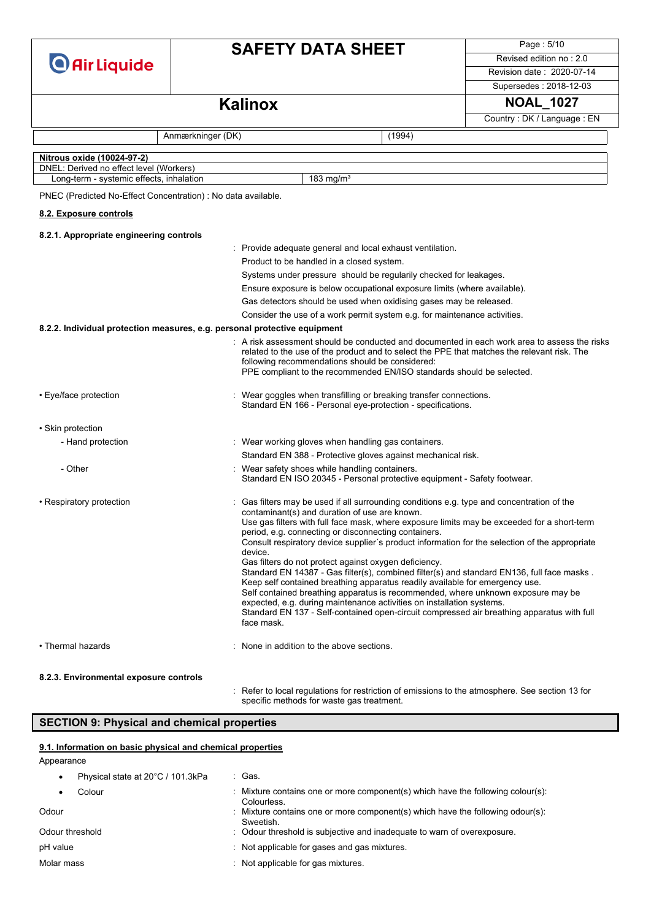| | Anmærkninger (DK) | (1994) |
|---|---|---|

| Nitrous oxide (10024-97-2) | |
|---|---|
| DNEL: Derived no effect level (Workers) | |
| Long-term - systemic effects, inhalation | 183 mg/m³ |

PNEC (Predicted No-Effect Concentration) : No data available.

### 8.2. Exposure controls

#### 8.2.1. Appropriate engineering controls

: Provide adequate general and local exhaust ventilation.
Product to be handled in a closed system.
Systems under pressure should be regularly checked for leakages.
Ensure exposure is below occupational exposure limits (where available).
Gas detectors should be used when oxidising gases may be released.
Consider the use of a work permit system e.g. for maintenance activities.

#### 8.2.2. Individual protection measures, e.g. personal protective equipment

: A risk assessment should be conducted and documented in each work area to assess the risks related to the use of the product and to select the PPE that matches the relevant risk. The following recommendations should be considered:
PPE compliant to the recommended EN/ISO standards should be selected.

- Eye/face protection : Wear goggles when transfilling or breaking transfer connections.
Standard EN 166 - Personal eye-protection - specifications.

- Skin protection
  - Hand protection : Wear working gloves when handling gas containers.
  Standard EN 388 - Protective gloves against mechanical risk.
  - Other : Wear safety shoes while handling containers.
  Standard EN ISO 20345 - Personal protective equipment - Safety footwear.

- Respiratory protection : Gas filters may be used if all surrounding conditions e.g. type and concentration of the contaminant(s) and duration of use are known.
Use gas filters with full face mask, where exposure limits may be exceeded for a short-term period, e.g. connecting or disconnecting containers.
Consult respiratory device supplier´s product information for the selection of the appropriate device.
Gas filters do not protect against oxygen deficiency.
Standard EN 14387 - Gas filter(s), combined filter(s) and standard EN136, full face masks .
Keep self contained breathing apparatus readily available for emergency use.
Self contained breathing apparatus is recommended, where unknown exposure may be expected, e.g. during maintenance activities on installation systems.
Standard EN 137 - Self-contained open-circuit compressed air breathing apparatus with full face mask.

- Thermal hazards : None in addition to the above sections.

#### 8.2.3. Environmental exposure controls

: Refer to local regulations for restriction of emissions to the atmosphere. See section 13 for specific methods for waste gas treatment.

## SECTION 9: Physical and chemical properties

### 9.1. Information on basic physical and chemical properties

Appearance

- Physical state at 20°C / 101.3kPa : Gas.
- Colour : Mixture contains one or more component(s) which have the following colour(s): Colourless.

Odour : Mixture contains one or more component(s) which have the following odour(s): Sweetish.

Odour threshold : Odour threshold is subjective and inadequate to warn of overexposure.

pH value : Not applicable for gases and gas mixtures.

Molar mass : Not applicable for gas mixtures.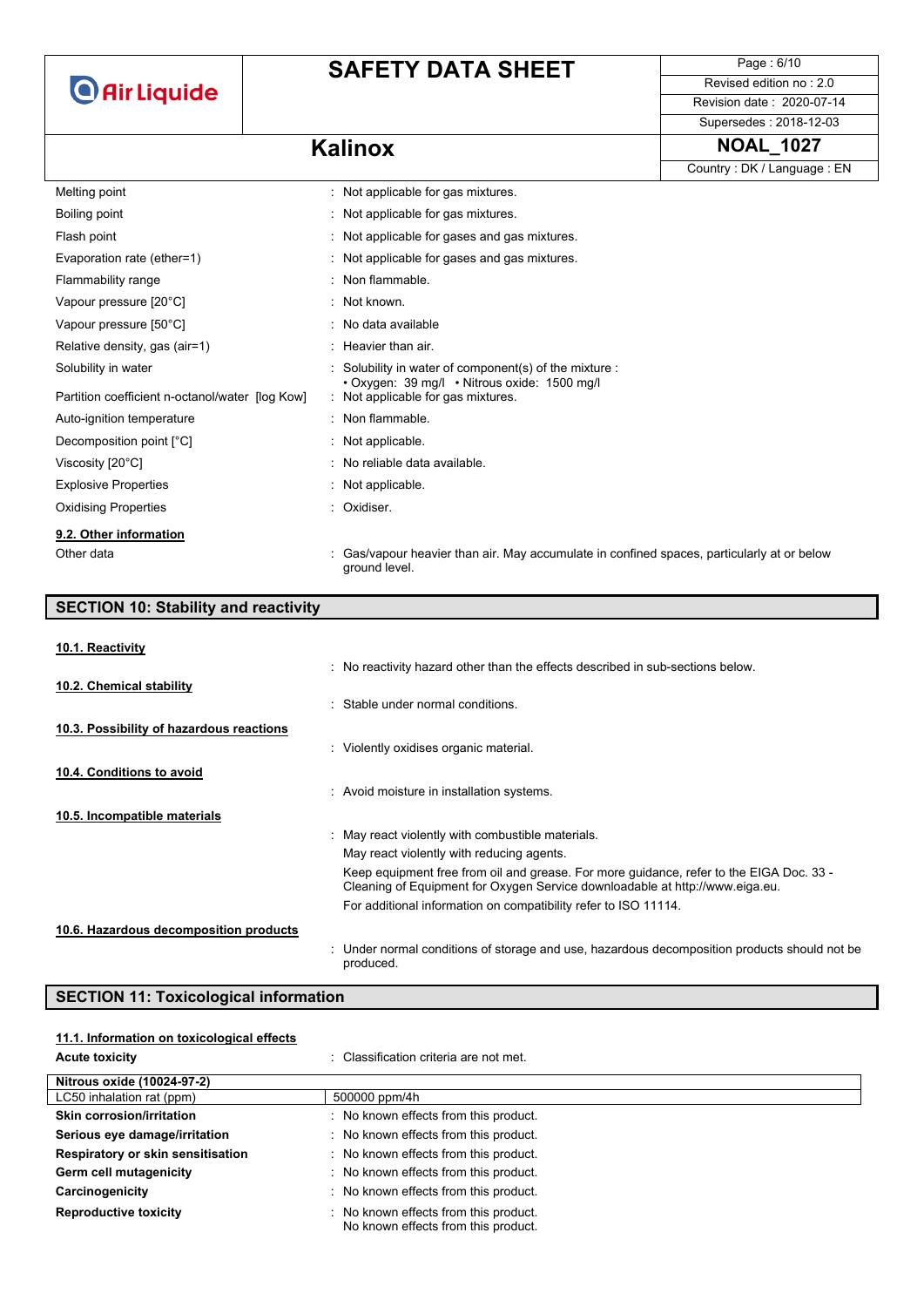| | |
|---|---|
| Melting point | : Not applicable for gas mixtures. |
| Boiling point | : Not applicable for gas mixtures. |
| Flash point | : Not applicable for gases and gas mixtures. |
| Evaporation rate (ether=1) | : Not applicable for gases and gas mixtures. |
| Flammability range | : Non flammable. |
| Vapour pressure [20°C] | : Not known. |
| Vapour pressure [50°C] | : No data available |
| Relative density, gas (air=1) | : Heavier than air. |
| Solubility in water | : Solubility in water of component(s) of the mixture : • Oxygen: 39 mg/l • Nitrous oxide: 1500 mg/l |
| Partition coefficient n-octanol/water [log Kow] | : Not applicable for gas mixtures. |
| Auto-ignition temperature | : Non flammable. |
| Decomposition point [°C] | : Not applicable. |
| Viscosity [20°C] | : No reliable data available. |
| Explosive Properties | : Not applicable. |
| Oxidising Properties | : Oxidiser. |

**9.2. Other information**

Other data : Gas/vapour heavier than air. May accumulate in confined spaces, particularly at or below ground level.

## SECTION 10: Stability and reactivity

**10.1. Reactivity**

: No reactivity hazard other than the effects described in sub-sections below.

**10.2. Chemical stability**

: Stable under normal conditions.

**10.3. Possibility of hazardous reactions**

: Violently oxidises organic material.

**10.4. Conditions to avoid**

: Avoid moisture in installation systems.

**10.5. Incompatible materials**

: May react violently with combustible materials.

May react violently with reducing agents.

Keep equipment free from oil and grease. For more guidance, refer to the EIGA Doc. 33 - Cleaning of Equipment for Oxygen Service downloadable at http://www.eiga.eu.

For additional information on compatibility refer to ISO 11114.

**10.6. Hazardous decomposition products**

: Under normal conditions of storage and use, hazardous decomposition products should not be produced.

## SECTION 11: Toxicological information

**11.1. Information on toxicological effects**

**Acute toxicity** : Classification criteria are not met.

| Nitrous oxide (10024-97-2) | |
|---|---|
| LC50 inhalation rat (ppm) | 500000 ppm/4h |

| | |
|---|---|
| **Skin corrosion/irritation** | : No known effects from this product. |
| **Serious eye damage/irritation** | : No known effects from this product. |
| **Respiratory or skin sensitisation** | : No known effects from this product. |
| **Germ cell mutagenicity** | : No known effects from this product. |
| **Carcinogenicity** | : No known effects from this product. |
| **Reproductive toxicity** | : No known effects from this product. No known effects from this product. |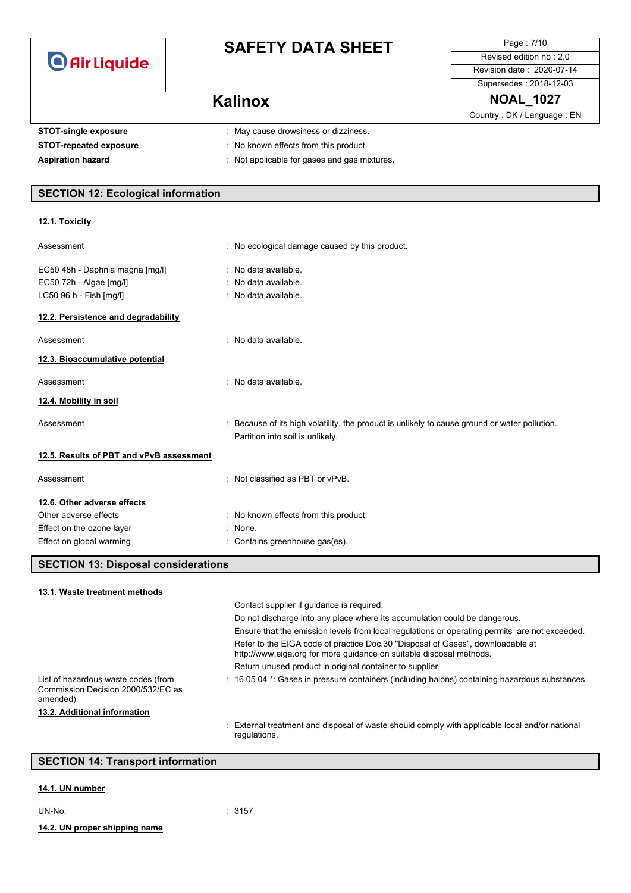| | |
|---|---|
| **STOT-single exposure** | : May cause drowsiness or dizziness. |
| **STOT-repeated exposure** | : No known effects from this product. |
| **Aspiration hazard** | : Not applicable for gases and gas mixtures. |

## SECTION 12: Ecological information

### 12.1. Toxicity

| | |
|---|---|
| Assessment | : No ecological damage caused by this product. |
| EC50 48h - Daphnia magna [mg/l] | : No data available. |
| EC50 72h - Algae [mg/l] | : No data available. |
| LC50 96 h - Fish [mg/l] | : No data available. |

### 12.2. Persistence and degradability

| | |
|---|---|
| Assessment | : No data available. |

### 12.3. Bioaccumulative potential

| | |
|---|---|
| Assessment | : No data available. |

### 12.4. Mobility in soil

| | |
|---|---|
| Assessment | : Because of its high volatility, the product is unlikely to cause ground or water pollution. Partition into soil is unlikely. |

### 12.5. Results of PBT and vPvB assessment

| | |
|---|---|
| Assessment | : Not classified as PBT or vPvB. |

### 12.6. Other adverse effects

| | |
|---|---|
| Other adverse effects | : No known effects from this product. |
| Effect on the ozone layer | : None. |
| Effect on global warming | : Contains greenhouse gas(es). |

## SECTION 13: Disposal considerations

### 13.1. Waste treatment methods

Contact supplier if guidance is required.

Do not discharge into any place where its accumulation could be dangerous.

Ensure that the emission levels from local regulations or operating permits are not exceeded.

Refer to the EIGA code of practice Doc.30 "Disposal of Gases", downloadable at http://www.eiga.org for more guidance on suitable disposal methods.

Return unused product in original container to supplier.

| | |
|---|---|
| List of hazardous waste codes (from Commission Decision 2000/532/EC as amended) | : 16 05 04 *: Gases in pressure containers (including halons) containing hazardous substances. |

### 13.2. Additional information

: External treatment and disposal of waste should comply with applicable local and/or national regulations.

## SECTION 14: Transport information

### 14.1. UN number

| | |
|---|---|
| UN-No. | : 3157 |

### 14.2. UN proper shipping name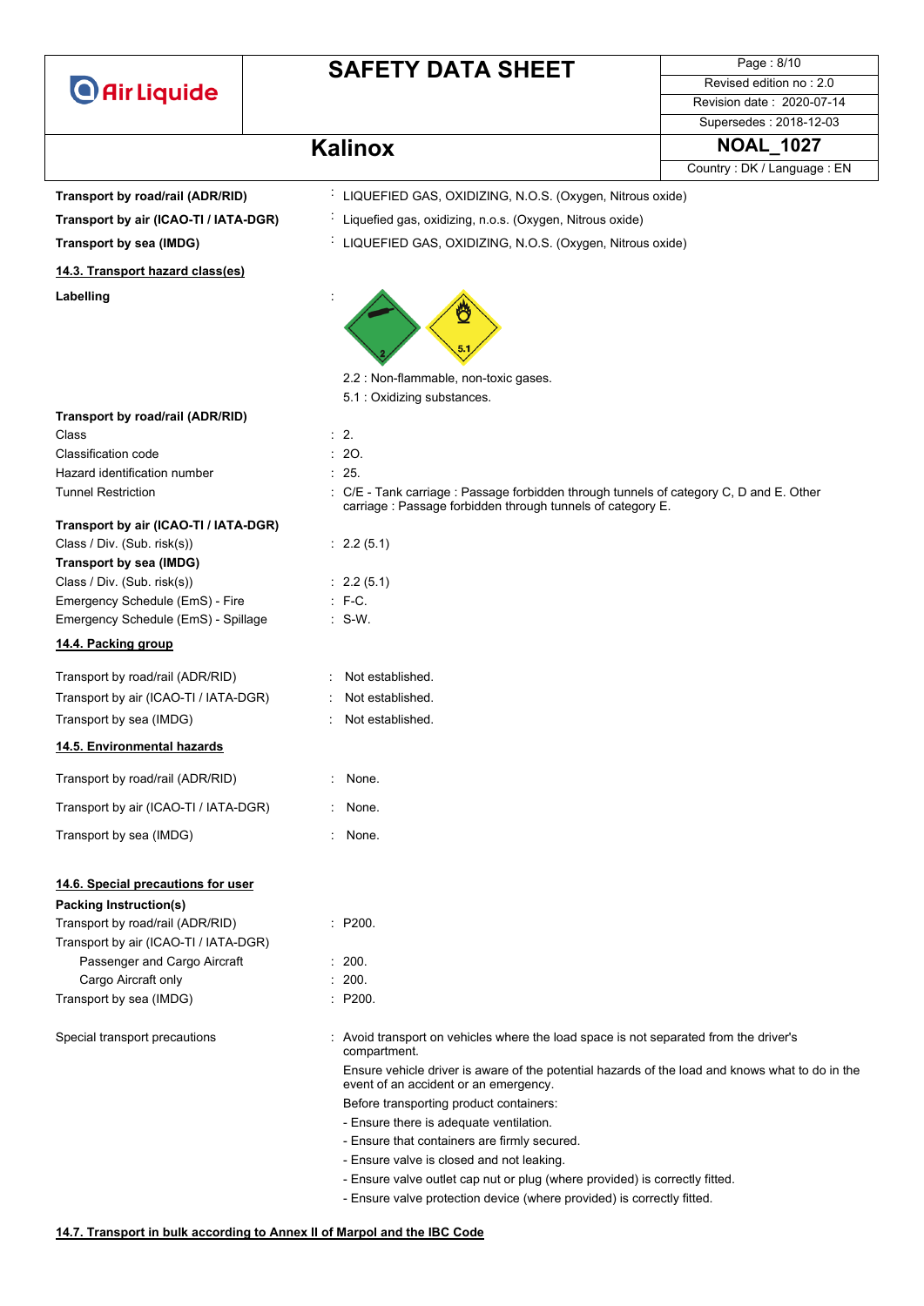| | |
|---|---|
| **Transport by road/rail (ADR/RID)** | : LIQUEFIED GAS, OXIDIZING, N.O.S. (Oxygen, Nitrous oxide) |
| **Transport by air (ICAO-TI / IATA-DGR)** | : Liquefied gas, oxidizing, n.o.s. (Oxygen, Nitrous oxide) |
| **Transport by sea (IMDG)** | : LIQUEFIED GAS, OXIDIZING, N.O.S. (Oxygen, Nitrous oxide) |

### 14.3. Transport hazard class(es)

**Labelling** :

2.2 : Non-flammable, non-toxic gases.
5.1 : Oxidizing substances.

**Transport by road/rail (ADR/RID)**

| | |
|---|---|
| Class | : 2. |
| Classification code | : 2O. |
| Hazard identification number | : 25. |
| Tunnel Restriction | : C/E - Tank carriage : Passage forbidden through tunnels of category C, D and E. Other carriage : Passage forbidden through tunnels of category E. |

**Transport by air (ICAO-TI / IATA-DGR)**

| | |
|---|---|
| Class / Div. (Sub. risk(s)) | : 2.2 (5.1) |

**Transport by sea (IMDG)**

| | |
|---|---|
| Class / Div. (Sub. risk(s)) | : 2.2 (5.1) |
| Emergency Schedule (EmS) - Fire | : F-C. |
| Emergency Schedule (EmS) - Spillage | : S-W. |

### 14.4. Packing group

| | |
|---|---|
| Transport by road/rail (ADR/RID) | : Not established. |
| Transport by air (ICAO-TI / IATA-DGR) | : Not established. |
| Transport by sea (IMDG) | : Not established. |

### 14.5. Environmental hazards

| | |
|---|---|
| Transport by road/rail (ADR/RID) | : None. |
| Transport by air (ICAO-TI / IATA-DGR) | : None. |
| Transport by sea (IMDG) | : None. |

### 14.6. Special precautions for user

**Packing Instruction(s)**

| | |
|---|---|
| Transport by road/rail (ADR/RID) | : P200. |
| Transport by air (ICAO-TI / IATA-DGR) | |
| Passenger and Cargo Aircraft | : 200. |
| Cargo Aircraft only | : 200. |
| Transport by sea (IMDG) | : P200. |

Special transport precautions : Avoid transport on vehicles where the load space is not separated from the driver's compartment.

Ensure vehicle driver is aware of the potential hazards of the load and knows what to do in the event of an accident or an emergency.

Before transporting product containers:

- Ensure there is adequate ventilation.
- Ensure that containers are firmly secured.
- Ensure valve is closed and not leaking.
- Ensure valve outlet cap nut or plug (where provided) is correctly fitted.
- Ensure valve protection device (where provided) is correctly fitted.

### 14.7. Transport in bulk according to Annex II of Marpol and the IBC Code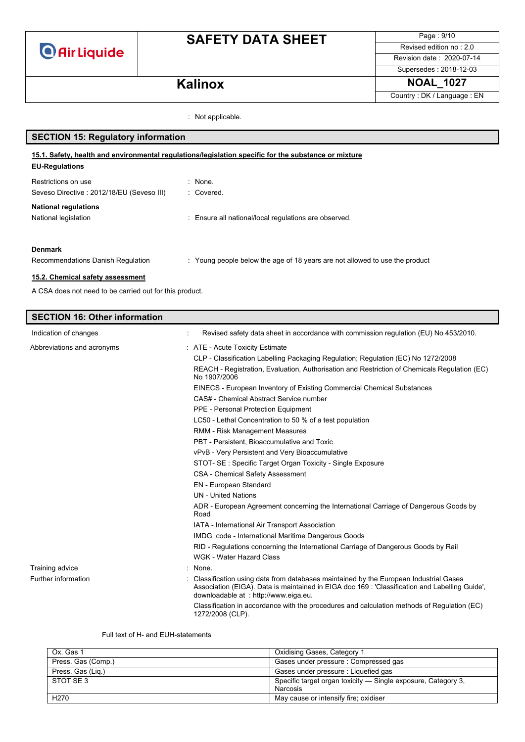: Not applicable.

## SECTION 15: Regulatory information

### 15.1. Safety, health and environmental regulations/legislation specific for the substance or mixture

**EU-Regulations**

| | |
|---|---|
| Restrictions on use | : None. |
| Seveso Directive : 2012/18/EU (Seveso III) | : Covered. |

**National regulations**

| | |
|---|---|
| National legislation | : Ensure all national/local regulations are observed. |

**Denmark**

| | |
|---|---|
| Recommendations Danish Regulation | : Young people below the age of 18 years are not allowed to use the product |

### 15.2. Chemical safety assessment

A CSA does not need to be carried out for this product.

## SECTION 16: Other information

| | |
|---|---|
| Indication of changes | : Revised safety data sheet in accordance with commission regulation (EU) No 453/2010. |
| Abbreviations and acronyms | : ATE - Acute Toxicity Estimate<br>CLP - Classification Labelling Packaging Regulation; Regulation (EC) No 1272/2008<br>REACH - Registration, Evaluation, Authorisation and Restriction of Chemicals Regulation (EC) No 1907/2006<br>EINECS - European Inventory of Existing Commercial Chemical Substances<br>CAS# - Chemical Abstract Service number<br>PPE - Personal Protection Equipment<br>LC50 - Lethal Concentration to 50 % of a test population<br>RMM - Risk Management Measures<br>PBT - Persistent, Bioaccumulative and Toxic<br>vPvB - Very Persistent and Very Bioaccumulative<br>STOT- SE : Specific Target Organ Toxicity - Single Exposure<br>CSA - Chemical Safety Assessment<br>EN - European Standard<br>UN - United Nations<br>ADR - European Agreement concerning the International Carriage of Dangerous Goods by Road<br>IATA - International Air Transport Association<br>IMDG code - International Maritime Dangerous Goods<br>RID - Regulations concerning the International Carriage of Dangerous Goods by Rail<br>WGK - Water Hazard Class |
| Training advice | : None. |
| Further information | : Classification using data from databases maintained by the European Industrial Gases Association (EIGA). Data is maintained in EIGA doc 169 : 'Classification and Labelling Guide', downloadable at : http://www.eiga.eu.<br>Classification in accordance with the procedures and calculation methods of Regulation (EC) 1272/2008 (CLP). |

Full text of H- and EUH-statements

| | |
|---|---|
| Ox. Gas 1 | Oxidising Gases, Category 1 |
| Press. Gas (Comp.) | Gases under pressure : Compressed gas |
| Press. Gas (Liq.) | Gases under pressure : Liquefied gas |
| STOT SE 3 | Specific target organ toxicity — Single exposure, Category 3, Narcosis |
| H270 | May cause or intensify fire; oxidiser |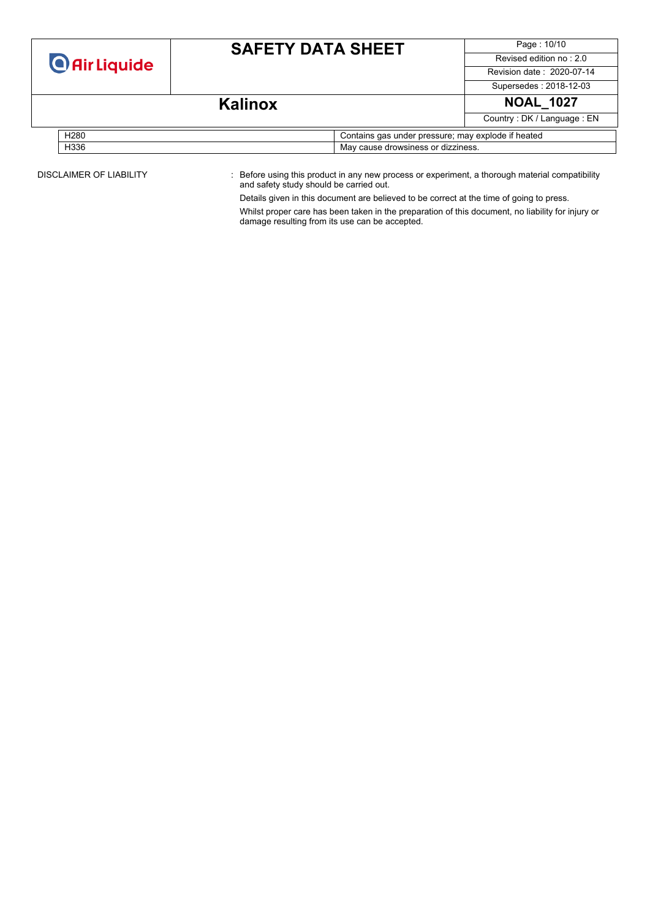| | |
|---|---|
| H280 | Contains gas under pressure; may explode if heated |
| H336 | May cause drowsiness or dizziness. |

DISCLAIMER OF LIABILITY : Before using this product in any new process or experiment, a thorough material compatibility and safety study should be carried out.

Details given in this document are believed to be correct at the time of going to press.

Whilst proper care has been taken in the preparation of this document, no liability for injury or damage resulting from its use can be accepted.